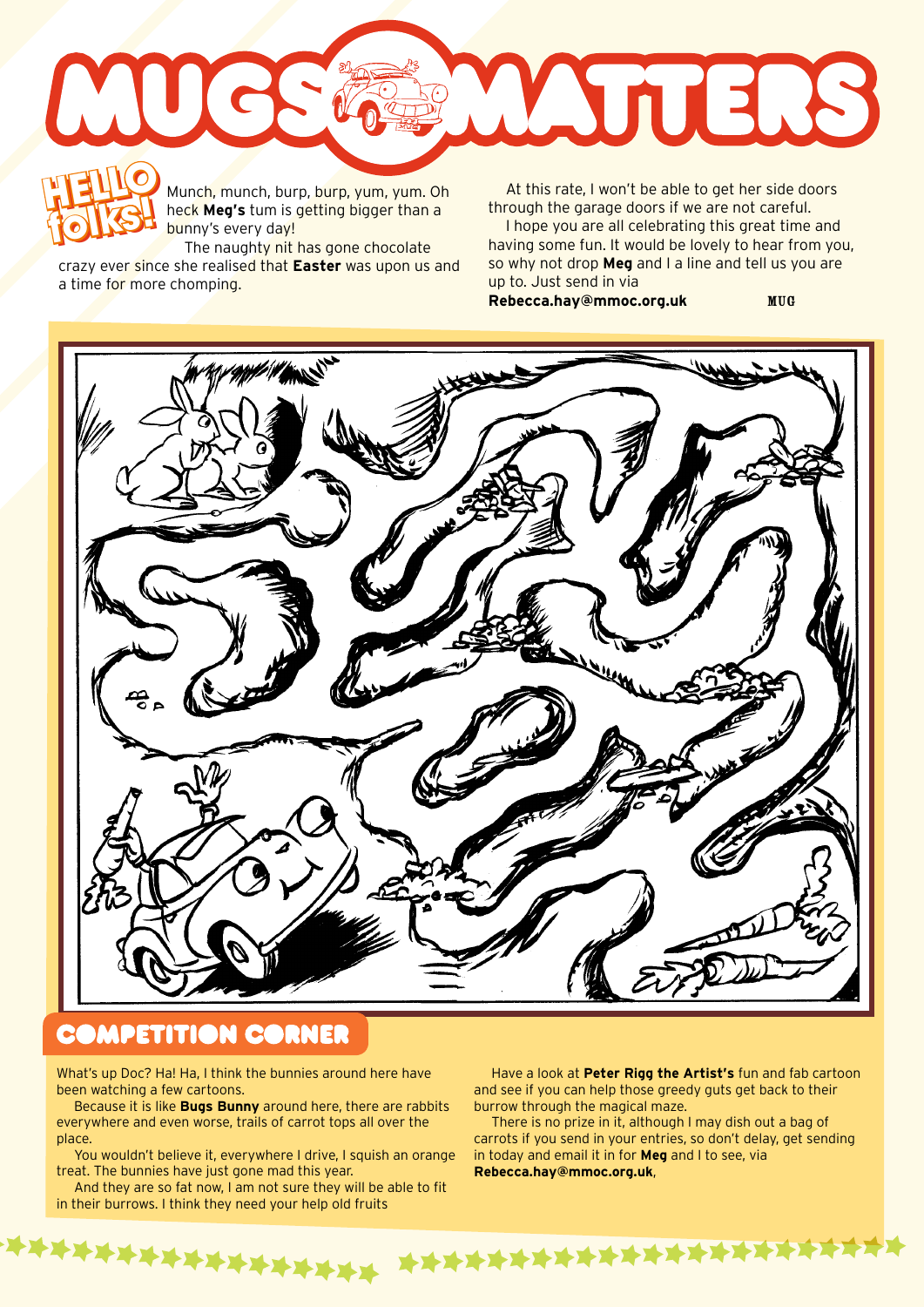# MUGS MATTERS

**HELLO folks!**

Munch, munch, burp, burp, yum, yum. Oh heck **Meg's** tum is getting bigger than a bunny's every day!

The naughty nit has gone chocolate crazy ever since she realised that **Easter** was upon us and a time for more chomping.

At this rate, I won't be able to get her side doors through the garage doors if we are not careful.

I hope you are all celebrating this great time and having some fun. It would be lovely to hear from you, so why not drop **Meg** and I a line and tell us you are up to. Just send in via **Rebecca.hay@mmoc.org.uk**

MUG

## COMPETITION CORNER

What's up Doc? Ha! Ha, I think the bunnies around here have been watching a few cartoons.

Because it is like **Bugs Bunny** around here, there are rabbits everywhere and even worse, trails of carrot tops all over the place.

You wouldn't believe it, everywhere I drive, I squish an orange treat. The bunnies have just gone mad this year.

And they are so fat now, I am not sure they will be able to fit in their burrows. I think they need your help old fruits

Have a look at **Peter Rigg the Artist's** fun and fab cartoon and see if you can help those greedy guts get back to their burrow through the magical maze.

There is no prize in it, although I may dish out a bag of carrots if you send in your entries, so don't delay, get sending in today and email it in for **Meg** and I to see, via **Rebecca.hay@mmoc.org.uk**,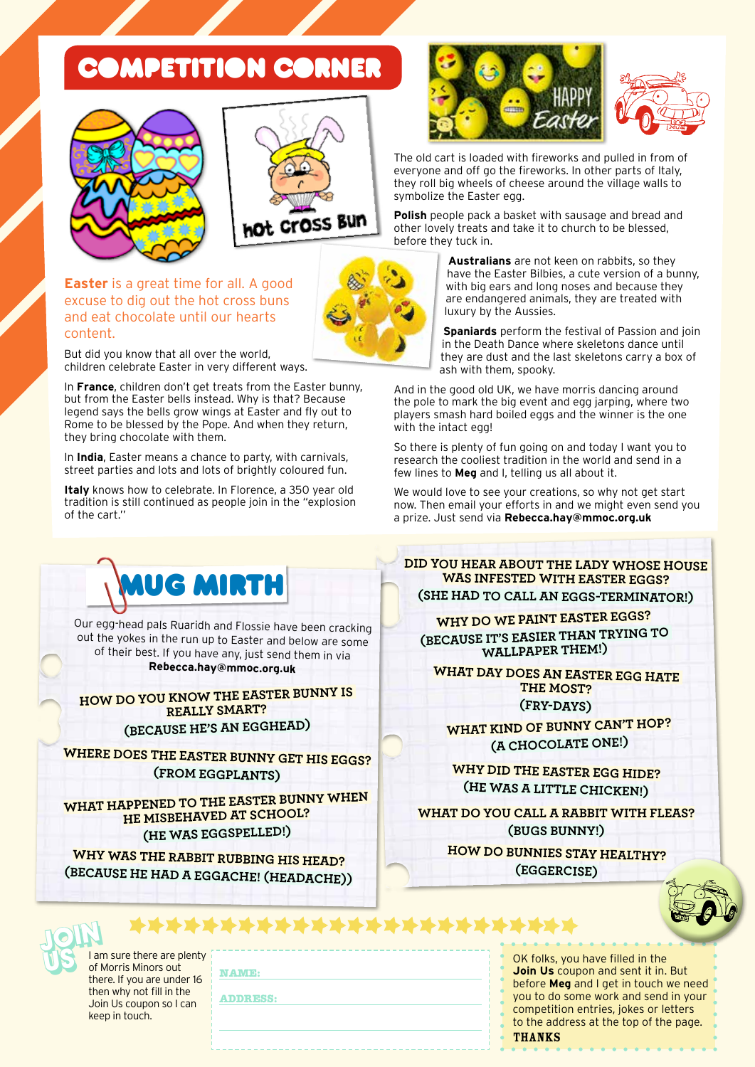# COMPETITION CORNER

hot cross Bun

HAPPY Easter

**Easter** is a great time for all. A good excuse to dig out the hot cross buns and eat chocolate until our hearts content.

But did you know that all over the world, children celebrate Easter in very different ways.

In **France**, children don't get treats from the Easter bunny, but from the Easter bells instead. Why is that? Because legend says the bells grow wings at Easter and fly out to Rome to be blessed by the Pope. And when they return, they bring chocolate with them.

In **India**, Easter means a chance to party, with carnivals, street parties and lots and lots of brightly coloured fun.

**Italy** knows how to celebrate. In Florence, a 350 year old tradition is still continued as people join in the "explosion of the cart."

The old cart is loaded with fireworks and pulled in from of everyone and off go the fireworks. In other parts of Italy, they roll big wheels of cheese around the village walls to symbolize the Easter egg.

**Polish** people pack a basket with sausage and bread and other lovely treats and take it to church to be blessed, before they tuck in.

**Australians** are not keen on rabbits, so they have the Easter Bilbies, a cute version of a bunny, with big ears and long noses and because they are endangered animals, they are treated with luxury by the Aussies.

**Spaniards** perform the festival of Passion and join in the Death Dance where skeletons dance until they are dust and the last skeletons carry a box of ash with them, spooky.

And in the good old UK, we have morris dancing around the pole to mark the big event and egg jarping, where two players smash hard boiled eggs and the winner is the one with the intact egg!

So there is plenty of fun going on and today I want you to research the coolest tradition in the world and send in a few lines to **Meg** and I, telling us all about it.

We would love to see your creations, so why not get start now. Then email your efforts in and we might even send you a prize. Just send via **Rebecca.hay@mmoc.org.uk**

## MUG MIRTH

Our egg-head pals Ruaridh and Flossie have been cracking out the yokes in the run up to Easter and below are some of their best. If you have any, just send them in via **Rebecca.hay@mmoc.org.uk**

HOW DO YOU KNOW THE EASTER BUNNY IS REALLY SMART?
(BECAUSE HE'S AN EGGHEAD)

WHERE DOES THE EASTER BUNNY GET HIS EGGS?
(FROM EGGPLANTS)

WHAT HAPPENED TO THE EASTER BUNNY WHEN HE MISBEHAVED AT SCHOOL?
(HE WAS EGGSPELLED!)

WHY WAS THE RABBIT RUBBING HIS HEAD?
(BECAUSE HE HAD A EGGACHE! (HEADACHE))

DID YOU HEAR ABOUT THE LADY WHOSE HOUSE WAS INFESTED WITH EASTER EGGS?
(SHE HAD TO CALL AN EGGS-TERMINATOR!)

WHY DO WE PAINT EASTER EGGS?
(BECAUSE IT'S EASIER THAN TRYING TO WALLPAPER THEM!)

WHAT DAY DOES AN EASTER EGG HATE THE MOST?
(FRY-DAYS)

WHAT KIND OF BUNNY CAN'T HOP?
(A CHOCOLATE ONE!)

WHY DID THE EASTER EGG HIDE?
(HE WAS A LITTLE CHICKEN!)

WHAT DO YOU CALL A RABBIT WITH FLEAS?
(BUGS BUNNY!)

HOW DO BUNNIES STAY HEALTHY?
(EGGERCISE)

## JOIN US

I am sure there are plenty of Morris Minors out there. If you are under 16 then why not fill in the Join Us coupon so I can keep in touch.

NAME:

ADDRESS:

OK folks, you have filled in the **Join Us** coupon and sent it in. But before **Meg** and I get in touch we need you to do some work and send in your competition entries, jokes or letters to the address at the top of the page.

**THANKS**